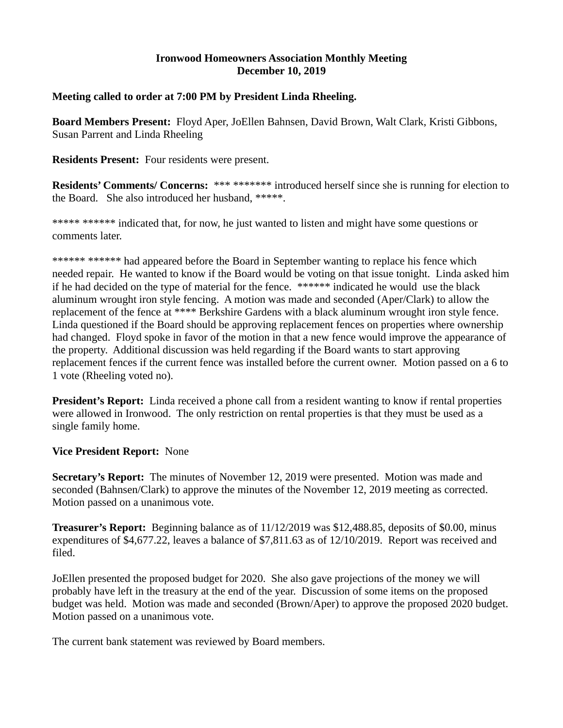**Ironwood Homeowners Association Monthly Meeting**
**December 10, 2019**

**Meeting called to order at 7:00 PM by President Linda Rheeling.**

**Board Members Present:** Floyd Aper, JoEllen Bahnsen, David Brown, Walt Clark, Kristi Gibbons, Susan Parrent and Linda Rheeling

**Residents Present:** Four residents were present.

**Residents' Comments/ Concerns:** *** ******* introduced herself since she is running for election to the Board. She also introduced her husband, *****.

***** ****** indicated that, for now, he just wanted to listen and might have some questions or comments later.

****** ****** had appeared before the Board in September wanting to replace his fence which needed repair. He wanted to know if the Board would be voting on that issue tonight. Linda asked him if he had decided on the type of material for the fence. ****** indicated he would use the black aluminum wrought iron style fencing. A motion was made and seconded (Aper/Clark) to allow the replacement of the fence at **** Berkshire Gardens with a black aluminum wrought iron style fence. Linda questioned if the Board should be approving replacement fences on properties where ownership had changed. Floyd spoke in favor of the motion in that a new fence would improve the appearance of the property. Additional discussion was held regarding if the Board wants to start approving replacement fences if the current fence was installed before the current owner. Motion passed on a 6 to 1 vote (Rheeling voted no).

**President's Report:** Linda received a phone call from a resident wanting to know if rental properties were allowed in Ironwood. The only restriction on rental properties is that they must be used as a single family home.

**Vice President Report:** None

**Secretary's Report:** The minutes of November 12, 2019 were presented. Motion was made and seconded (Bahnsen/Clark) to approve the minutes of the November 12, 2019 meeting as corrected. Motion passed on a unanimous vote.

**Treasurer's Report:** Beginning balance as of 11/12/2019 was $12,488.85, deposits of $0.00, minus expenditures of $4,677.22, leaves a balance of $7,811.63 as of 12/10/2019. Report was received and filed.

JoEllen presented the proposed budget for 2020. She also gave projections of the money we will probably have left in the treasury at the end of the year. Discussion of some items on the proposed budget was held. Motion was made and seconded (Brown/Aper) to approve the proposed 2020 budget. Motion passed on a unanimous vote.

The current bank statement was reviewed by Board members.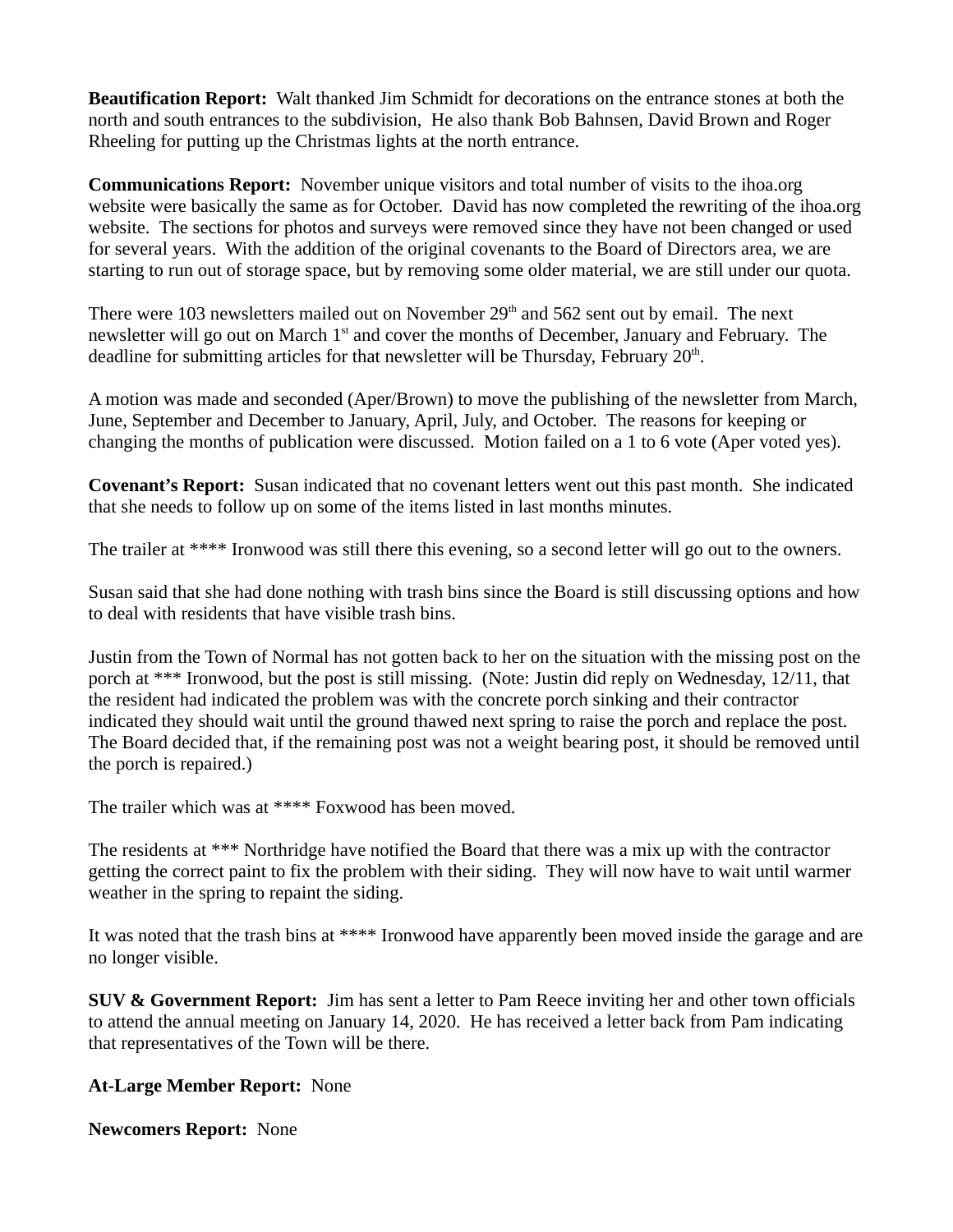**Beautification Report:** Walt thanked Jim Schmidt for decorations on the entrance stones at both the north and south entrances to the subdivision, He also thank Bob Bahnsen, David Brown and Roger Rheeling for putting up the Christmas lights at the north entrance.

**Communications Report:** November unique visitors and total number of visits to the ihoa.org website were basically the same as for October. David has now completed the rewriting of the ihoa.org website. The sections for photos and surveys were removed since they have not been changed or used for several years. With the addition of the original covenants to the Board of Directors area, we are starting to run out of storage space, but by removing some older material, we are still under our quota.

There were 103 newsletters mailed out on November 29th and 562 sent out by email. The next newsletter will go out on March 1st and cover the months of December, January and February. The deadline for submitting articles for that newsletter will be Thursday, February 20th.

A motion was made and seconded (Aper/Brown) to move the publishing of the newsletter from March, June, September and December to January, April, July, and October. The reasons for keeping or changing the months of publication were discussed. Motion failed on a 1 to 6 vote (Aper voted yes).

**Covenant's Report:** Susan indicated that no covenant letters went out this past month. She indicated that she needs to follow up on some of the items listed in last months minutes.

The trailer at **** Ironwood was still there this evening, so a second letter will go out to the owners.

Susan said that she had done nothing with trash bins since the Board is still discussing options and how to deal with residents that have visible trash bins.

Justin from the Town of Normal has not gotten back to her on the situation with the missing post on the porch at *** Ironwood, but the post is still missing. (Note: Justin did reply on Wednesday, 12/11, that the resident had indicated the problem was with the concrete porch sinking and their contractor indicated they should wait until the ground thawed next spring to raise the porch and replace the post. The Board decided that, if the remaining post was not a weight bearing post, it should be removed until the porch is repaired.)

The trailer which was at **** Foxwood has been moved.

The residents at *** Northridge have notified the Board that there was a mix up with the contractor getting the correct paint to fix the problem with their siding. They will now have to wait until warmer weather in the spring to repaint the siding.

It was noted that the trash bins at **** Ironwood have apparently been moved inside the garage and are no longer visible.

**SUV & Government Report:** Jim has sent a letter to Pam Reece inviting her and other town officials to attend the annual meeting on January 14, 2020. He has received a letter back from Pam indicating that representatives of the Town will be there.

**At-Large Member Report:** None

**Newcomers Report:** None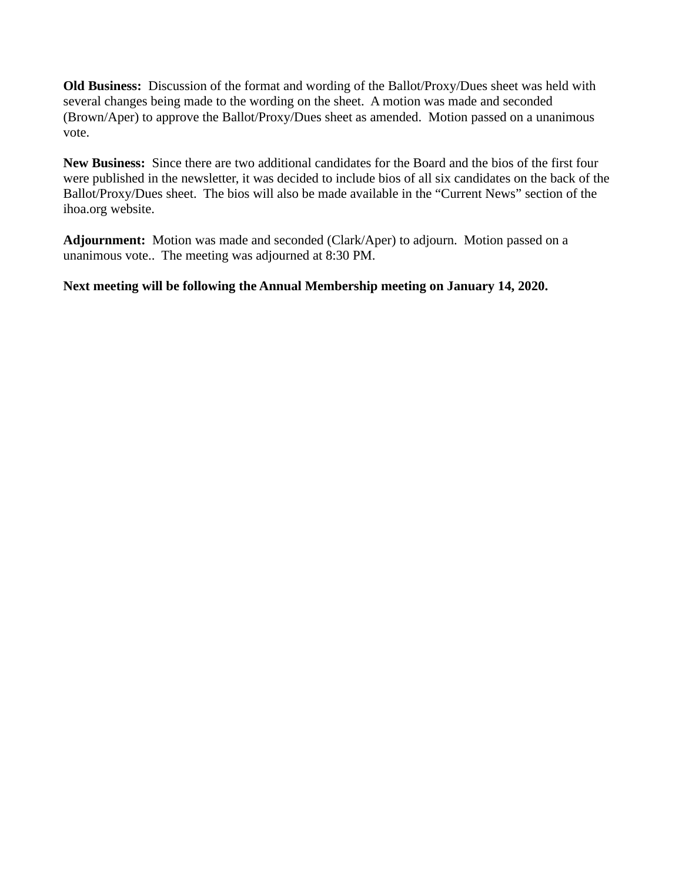**Old Business:** Discussion of the format and wording of the Ballot/Proxy/Dues sheet was held with several changes being made to the wording on the sheet. A motion was made and seconded (Brown/Aper) to approve the Ballot/Proxy/Dues sheet as amended. Motion passed on a unanimous vote.

**New Business:** Since there are two additional candidates for the Board and the bios of the first four were published in the newsletter, it was decided to include bios of all six candidates on the back of the Ballot/Proxy/Dues sheet. The bios will also be made available in the "Current News" section of the ihoa.org website.

**Adjournment:** Motion was made and seconded (Clark/Aper) to adjourn. Motion passed on a unanimous vote.. The meeting was adjourned at 8:30 PM.

**Next meeting will be following the Annual Membership meeting on January 14, 2020.**